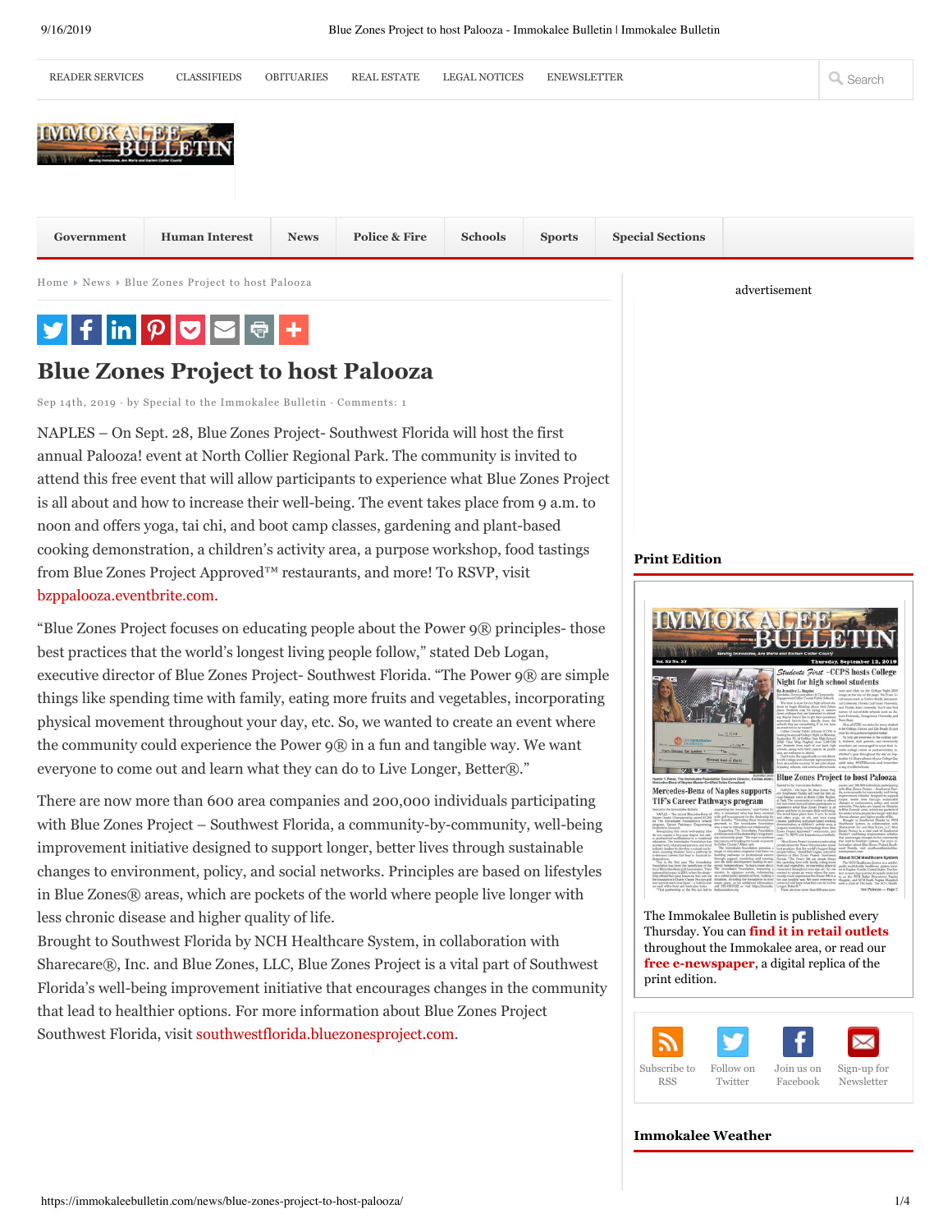READER SERVICES CLASSIFIEDS OBITUARIES REAL ESTATE LEGAL NOTICES ENEWSLETTER Search

Government | Human Interest | News | Police & Fire | Schools | Sports | Special Sections

Home ▸ News ▸ Blue Zones Project to host Palooza

# Blue Zones Project to host Palooza

Sep 14th, 2019 · by Special to the Immokalee Bulletin · Comments: 1

NAPLES – On Sept. 28, Blue Zones Project- Southwest Florida will host the first annual Palooza! event at North Collier Regional Park. The community is invited to attend this free event that will allow participants to experience what Blue Zones Project is all about and how to increase their well-being. The event takes place from 9 a.m. to noon and offers yoga, tai chi, and boot camp classes, gardening and plant-based cooking demonstration, a children's activity area, a purpose workshop, food tastings from Blue Zones Project Approved™ restaurants, and more! To RSVP, visit bzpppalooza.eventbrite.com.

"Blue Zones Project focuses on educating people about the Power 9® principles- those best practices that the world's longest living people follow," stated Deb Logan, executive director of Blue Zones Project- Southwest Florida. "The Power 9® are simple things like spending time with family, eating more fruits and vegetables, incorporating physical movement throughout your day, etc. So, we wanted to create an event where the community could experience the Power 9® in a fun and tangible way. We want everyone to come out and learn what they can do to Live Longer, Better®."

There are now more than 600 area companies and 200,000 individuals participating with Blue Zones Project – Southwest Florida, a community-by-community, well-being improvement initiative designed to support longer, better lives through sustainable changes to environment, policy, and social networks. Principles are based on lifestyles in Blue Zones® areas, which are pockets of the world where people live longer with less chronic disease and higher quality of life.

Brought to Southwest Florida by NCH Healthcare System, in collaboration with Sharecare®, Inc. and Blue Zones, LLC, Blue Zones Project is a vital part of Southwest Florida's well-being improvement initiative that encourages changes in the community that lead to healthier options. For more information about Blue Zones Project Southwest Florida, visit southwestflorida.bluezonesproject.com.

advertisement

## Print Edition

The Immokalee Bulletin is published every Thursday. You can **find it in retail outlets** throughout the Immokalee area, or read our **free e-newspaper**, a digital replica of the print edition.

Subscribe to RSS | Follow on Twitter | Join us on Facebook | Sign-up for Newsletter

## Immokalee Weather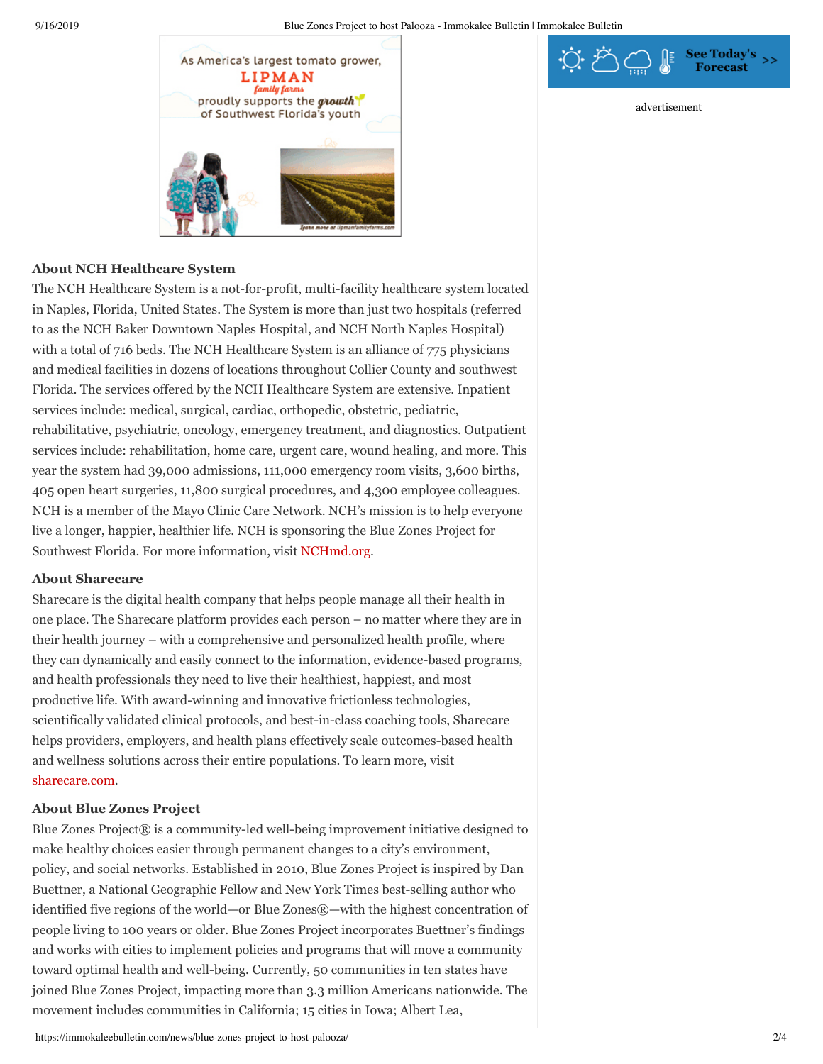**About NCH Healthcare System**

The NCH Healthcare System is a not-for-profit, multi-facility healthcare system located in Naples, Florida, United States. The System is more than just two hospitals (referred to as the NCH Baker Downtown Naples Hospital, and NCH North Naples Hospital) with a total of 716 beds. The NCH Healthcare System is an alliance of 775 physicians and medical facilities in dozens of locations throughout Collier County and southwest Florida. The services offered by the NCH Healthcare System are extensive. Inpatient services include: medical, surgical, cardiac, orthopedic, obstetric, pediatric, rehabilitative, psychiatric, oncology, emergency treatment, and diagnostics. Outpatient services include: rehabilitation, home care, urgent care, wound healing, and more. This year the system had 39,000 admissions, 111,000 emergency room visits, 3,600 births, 405 open heart surgeries, 11,800 surgical procedures, and 4,300 employee colleagues. NCH is a member of the Mayo Clinic Care Network. NCH's mission is to help everyone live a longer, happier, healthier life. NCH is sponsoring the Blue Zones Project for Southwest Florida. For more information, visit NCHmd.org.

**About Sharecare**

Sharecare is the digital health company that helps people manage all their health in one place. The Sharecare platform provides each person – no matter where they are in their health journey – with a comprehensive and personalized health profile, where they can dynamically and easily connect to the information, evidence-based programs, and health professionals they need to live their healthiest, happiest, and most productive life. With award-winning and innovative frictionless technologies, scientifically validated clinical protocols, and best-in-class coaching tools, Sharecare helps providers, employers, and health plans effectively scale outcomes-based health and wellness solutions across their entire populations. To learn more, visit sharecare.com.

**About Blue Zones Project**

Blue Zones Project® is a community-led well-being improvement initiative designed to make healthy choices easier through permanent changes to a city's environment, policy, and social networks. Established in 2010, Blue Zones Project is inspired by Dan Buettner, a National Geographic Fellow and New York Times best-selling author who identified five regions of the world—or Blue Zones®—with the highest concentration of people living to 100 years or older. Blue Zones Project incorporates Buettner's findings and works with cities to implement policies and programs that will move a community toward optimal health and well-being. Currently, 50 communities in ten states have joined Blue Zones Project, impacting more than 3.3 million Americans nationwide. The movement includes communities in California; 15 cities in Iowa; Albert Lea,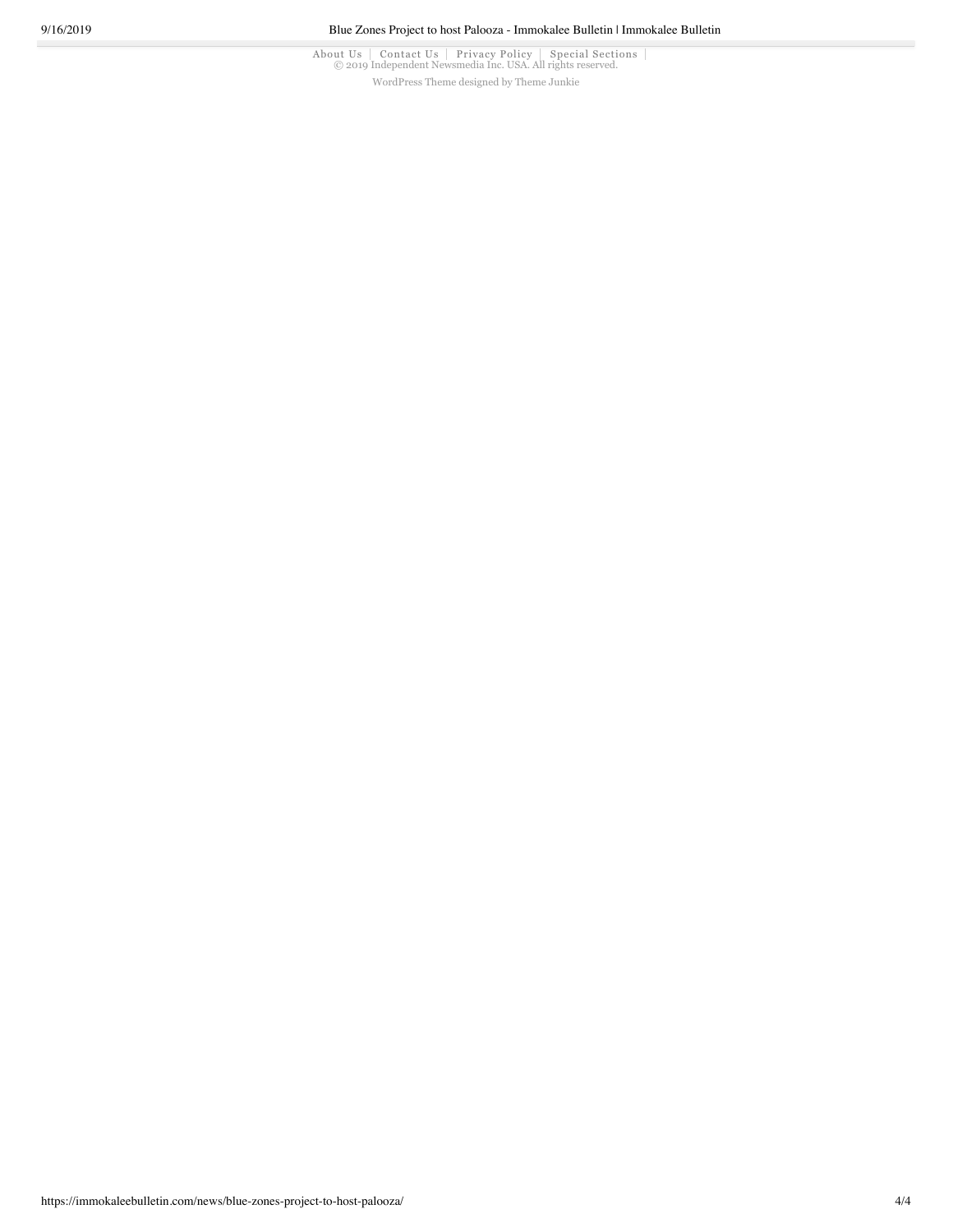About Us | Contact Us | Privacy Policy | Special Sections |

© 2019 Independent Newsmedia Inc. USA. All rights reserved.

WordPress Theme designed by Theme Junkie